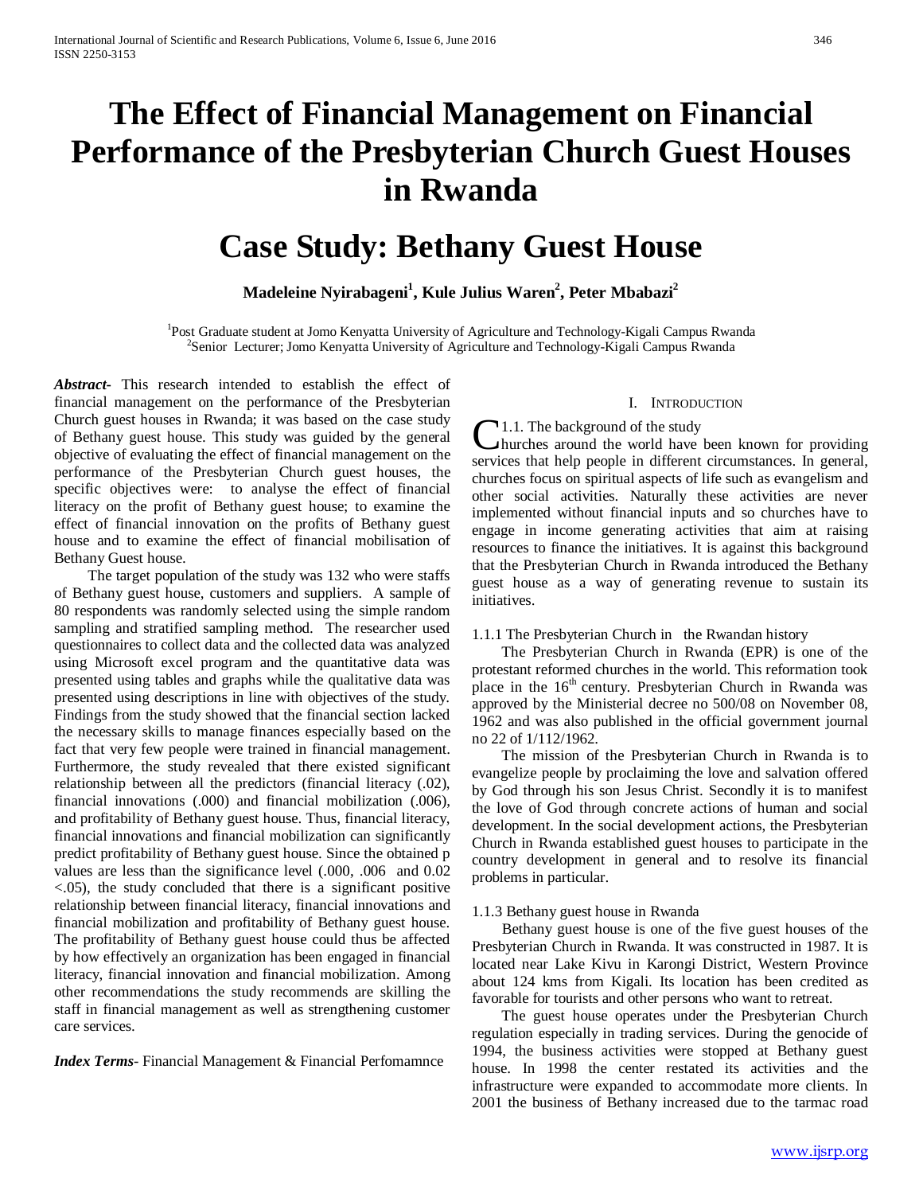# The Effect of Financial Management on Financial Performance of the Presbyterian Church Guest Houses in Rwanda

# Case Study: Bethany Guest House

**Madeleine Nyirabageni[1], Kule Julius Waren[2], Peter Mbabazi[2]**

[1]Post Graduate student at Jomo Kenyatta University of Agriculture and Technology-Kigali Campus Rwanda
[2]Senior Lecturer; Jomo Kenyatta University of Agriculture and Technology-Kigali Campus Rwanda

***Abstract***- This research intended to establish the effect of financial management on the performance of the Presbyterian Church guest houses in Rwanda; it was based on the case study of Bethany guest house. This study was guided by the general objective of evaluating the effect of financial management on the performance of the Presbyterian Church guest houses, the specific objectives were: to analyse the effect of financial literacy on the profit of Bethany guest house; to examine the effect of financial innovation on the profits of Bethany guest house and to examine the effect of financial mobilisation of Bethany Guest house.

The target population of the study was 132 who were staffs of Bethany guest house, customers and suppliers. A sample of 80 respondents was randomly selected using the simple random sampling and stratified sampling method. The researcher used questionnaires to collect data and the collected data was analyzed using Microsoft excel program and the quantitative data was presented using tables and graphs while the qualitative data was presented using descriptions in line with objectives of the study. Findings from the study showed that the financial section lacked the necessary skills to manage finances especially based on the fact that very few people were trained in financial management. Furthermore, the study revealed that there existed significant relationship between all the predictors (financial literacy (.02), financial innovations (.000) and financial mobilization (.006), and profitability of Bethany guest house. Thus, financial literacy, financial innovations and financial mobilization can significantly predict profitability of Bethany guest house. Since the obtained p values are less than the significance level (.000, .006 and 0.02 <.05), the study concluded that there is a significant positive relationship between financial literacy, financial innovations and financial mobilization and profitability of Bethany guest house. The profitability of Bethany guest house could thus be affected by how effectively an organization has been engaged in financial literacy, financial innovation and financial mobilization. Among other recommendations the study recommends are skilling the staff in financial management as well as strengthening customer care services.

***Index Terms***- Financial Management & Financial Perfomamnce

## I. Introduction

1.1. The background of the study

Churches around the world have been known for providing services that help people in different circumstances. In general, churches focus on spiritual aspects of life such as evangelism and other social activities. Naturally these activities are never implemented without financial inputs and so churches have to engage in income generating activities that aim at raising resources to finance the initiatives. It is against this background that the Presbyterian Church in Rwanda introduced the Bethany guest house as a way of generating revenue to sustain its initiatives.

1.1.1 The Presbyterian Church in the Rwandan history

The Presbyterian Church in Rwanda (EPR) is one of the protestant reformed churches in the world. This reformation took place in the 16th century. Presbyterian Church in Rwanda was approved by the Ministerial decree no 500/08 on November 08, 1962 and was also published in the official government journal no 22 of 1/112/1962.

The mission of the Presbyterian Church in Rwanda is to evangelize people by proclaiming the love and salvation offered by God through his son Jesus Christ. Secondly it is to manifest the love of God through concrete actions of human and social development. In the social development actions, the Presbyterian Church in Rwanda established guest houses to participate in the country development in general and to resolve its financial problems in particular.

1.1.3 Bethany guest house in Rwanda

Bethany guest house is one of the five guest houses of the Presbyterian Church in Rwanda. It was constructed in 1987. It is located near Lake Kivu in Karongi District, Western Province about 124 kms from Kigali. Its location has been credited as favorable for tourists and other persons who want to retreat.

The guest house operates under the Presbyterian Church regulation especially in trading services. During the genocide of 1994, the business activities were stopped at Bethany guest house. In 1998 the center restated its activities and the infrastructure were expanded to accommodate more clients. In 2001 the business of Bethany increased due to the tarmac road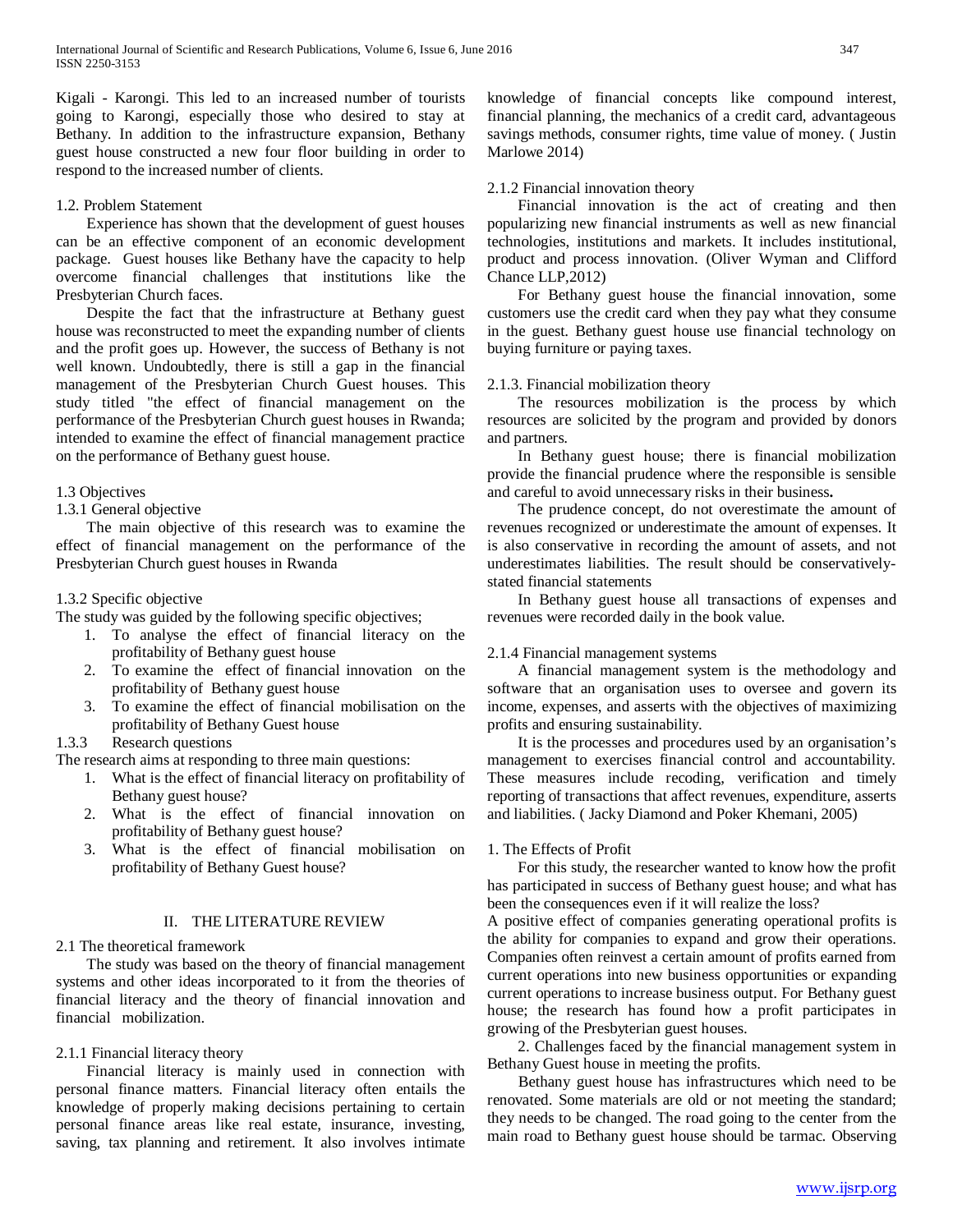Kigali - Karongi. This led to an increased number of tourists going to Karongi, especially those who desired to stay at Bethany. In addition to the infrastructure expansion, Bethany guest house constructed a new four floor building in order to respond to the increased number of clients.

### 1.2. Problem Statement

Experience has shown that the development of guest houses can be an effective component of an economic development package. Guest houses like Bethany have the capacity to help overcome financial challenges that institutions like the Presbyterian Church faces.

Despite the fact that the infrastructure at Bethany guest house was reconstructed to meet the expanding number of clients and the profit goes up. However, the success of Bethany is not well known. Undoubtedly, there is still a gap in the financial management of the Presbyterian Church Guest houses. This study titled "the effect of financial management on the performance of the Presbyterian Church guest houses in Rwanda; intended to examine the effect of financial management practice on the performance of Bethany guest house.

### 1.3 Objectives

#### 1.3.1 General objective

The main objective of this research was to examine the effect of financial management on the performance of the Presbyterian Church guest houses in Rwanda

#### 1.3.2 Specific objective

The study was guided by the following specific objectives;

1. To analyse the effect of financial literacy on the profitability of Bethany guest house
2. To examine the effect of financial innovation on the profitability of Bethany guest house
3. To examine the effect of financial mobilisation on the profitability of Bethany Guest house

#### 1.3.3 Research questions

The research aims at responding to three main questions:

1. What is the effect of financial literacy on profitability of Bethany guest house?
2. What is the effect of financial innovation on profitability of Bethany guest house?
3. What is the effect of financial mobilisation on profitability of Bethany Guest house?

## II. THE LITERATURE REVIEW

### 2.1 The theoretical framework

The study was based on the theory of financial management systems and other ideas incorporated to it from the theories of financial literacy and the theory of financial innovation and financial mobilization.

#### 2.1.1 Financial literacy theory

Financial literacy is mainly used in connection with personal finance matters. Financial literacy often entails the knowledge of properly making decisions pertaining to certain personal finance areas like real estate, insurance, investing, saving, tax planning and retirement. It also involves intimate knowledge of financial concepts like compound interest, financial planning, the mechanics of a credit card, advantageous savings methods, consumer rights, time value of money. ( Justin Marlowe 2014)

#### 2.1.2 Financial innovation theory

Financial innovation is the act of creating and then popularizing new financial instruments as well as new financial technologies, institutions and markets. It includes institutional, product and process innovation. (Oliver Wyman and Clifford Chance LLP,2012)

For Bethany guest house the financial innovation, some customers use the credit card when they pay what they consume in the guest. Bethany guest house use financial technology on buying furniture or paying taxes.

#### 2.1.3. Financial mobilization theory

The resources mobilization is the process by which resources are solicited by the program and provided by donors and partners.

In Bethany guest house; there is financial mobilization provide the financial prudence where the responsible is sensible and careful to avoid unnecessary risks in their business**.**

The prudence concept, do not overestimate the amount of revenues recognized or underestimate the amount of expenses. It is also conservative in recording the amount of assets, and not underestimates liabilities. The result should be conservatively-stated financial statements

In Bethany guest house all transactions of expenses and revenues were recorded daily in the book value.

#### 2.1.4 Financial management systems

A financial management system is the methodology and software that an organisation uses to oversee and govern its income, expenses, and asserts with the objectives of maximizing profits and ensuring sustainability.

It is the processes and procedures used by an organisation's management to exercises financial control and accountability. These measures include recoding, verification and timely reporting of transactions that affect revenues, expenditure, asserts and liabilities. ( Jacky Diamond and Poker Khemani, 2005)

1. The Effects of Profit

For this study, the researcher wanted to know how the profit has participated in success of Bethany guest house; and what has been the consequences even if it will realize the loss?

A positive effect of companies generating operational profits is the ability for companies to expand and grow their operations. Companies often reinvest a certain amount of profits earned from current operations into new business opportunities or expanding current operations to increase business output. For Bethany guest house; the research has found how a profit participates in growing of the Presbyterian guest houses.

2. Challenges faced by the financial management system in Bethany Guest house in meeting the profits.

Bethany guest house has infrastructures which need to be renovated. Some materials are old or not meeting the standard; they needs to be changed. The road going to the center from the main road to Bethany guest house should be tarmac. Observing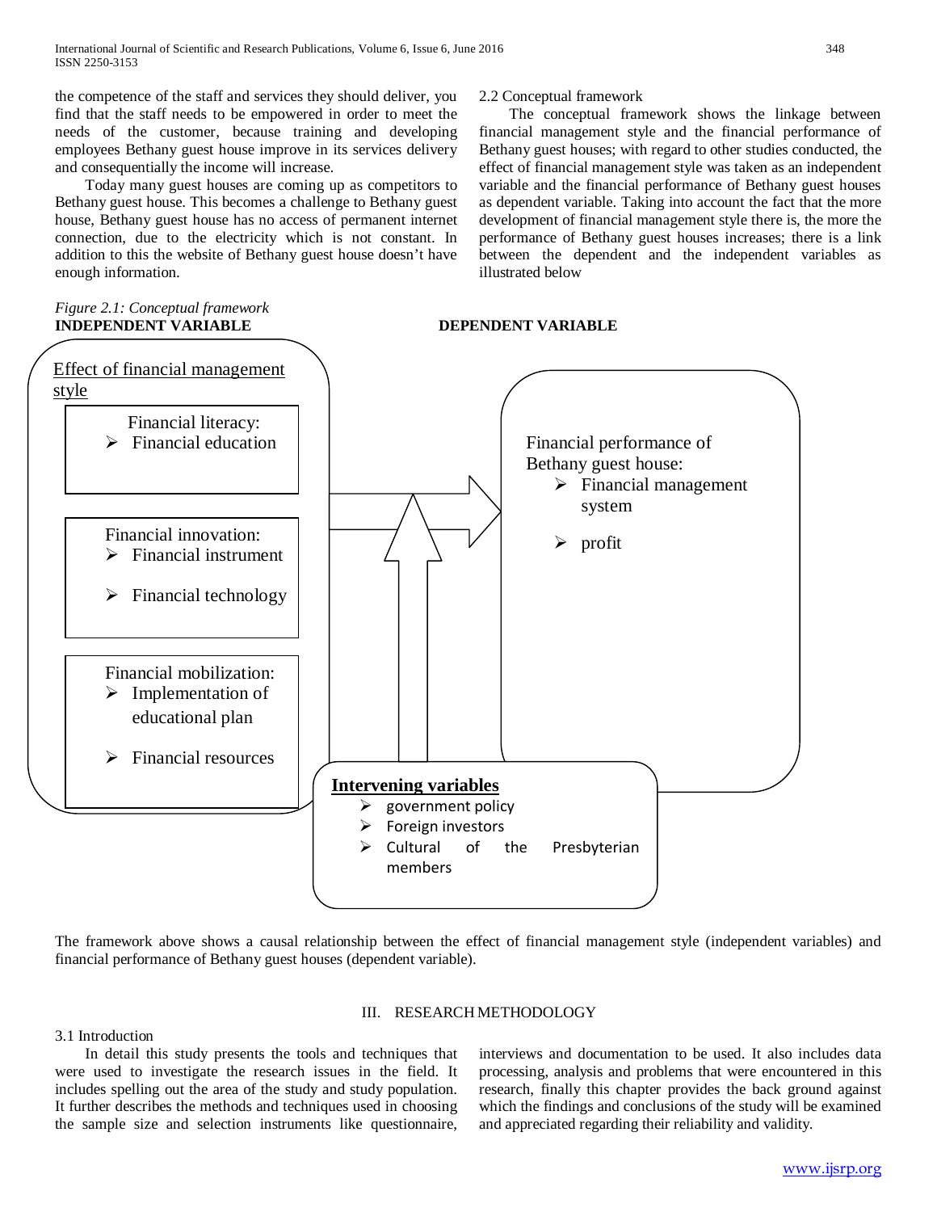the competence of the staff and services they should deliver, you find that the staff needs to be empowered in order to meet the needs of the customer, because training and developing employees Bethany guest house improve in its services delivery and consequentially the income will increase.

Today many guest houses are coming up as competitors to Bethany guest house. This becomes a challenge to Bethany guest house, Bethany guest house has no access of permanent internet connection, due to the electricity which is not constant. In addition to this the website of Bethany guest house doesn't have enough information.

### 2.2 Conceptual framework

The conceptual framework shows the linkage between financial management style and the financial performance of Bethany guest houses; with regard to other studies conducted, the effect of financial management style was taken as an independent variable and the financial performance of Bethany guest houses as dependent variable. Taking into account the fact that the more development of financial management style there is, the more the performance of Bethany guest houses increases; there is a link between the dependent and the independent variables as illustrated below

*Figure 2.1: Conceptual framework*

**INDEPENDENT VARIABLE** **DEPENDENT VARIABLE**

Effect of financial management style

Financial literacy:
- Financial education

Financial innovation:
- Financial instrument
- Financial technology

Financial mobilization:
- Implementation of educational plan
- Financial resources

Financial performance of Bethany guest house:
- Financial management system
- profit

**Intervening variables**
- government policy
- Foreign investors
- Cultural of the Presbyterian members

The framework above shows a causal relationship between the effect of financial management style (independent variables) and financial performance of Bethany guest houses (dependent variable).

## III. RESEARCH METHODOLOGY

### 3.1 Introduction

In detail this study presents the tools and techniques that were used to investigate the research issues in the field. It includes spelling out the area of the study and study population. It further describes the methods and techniques used in choosing the sample size and selection instruments like questionnaire, interviews and documentation to be used. It also includes data processing, analysis and problems that were encountered in this research, finally this chapter provides the back ground against which the findings and conclusions of the study will be examined and appreciated regarding their reliability and validity.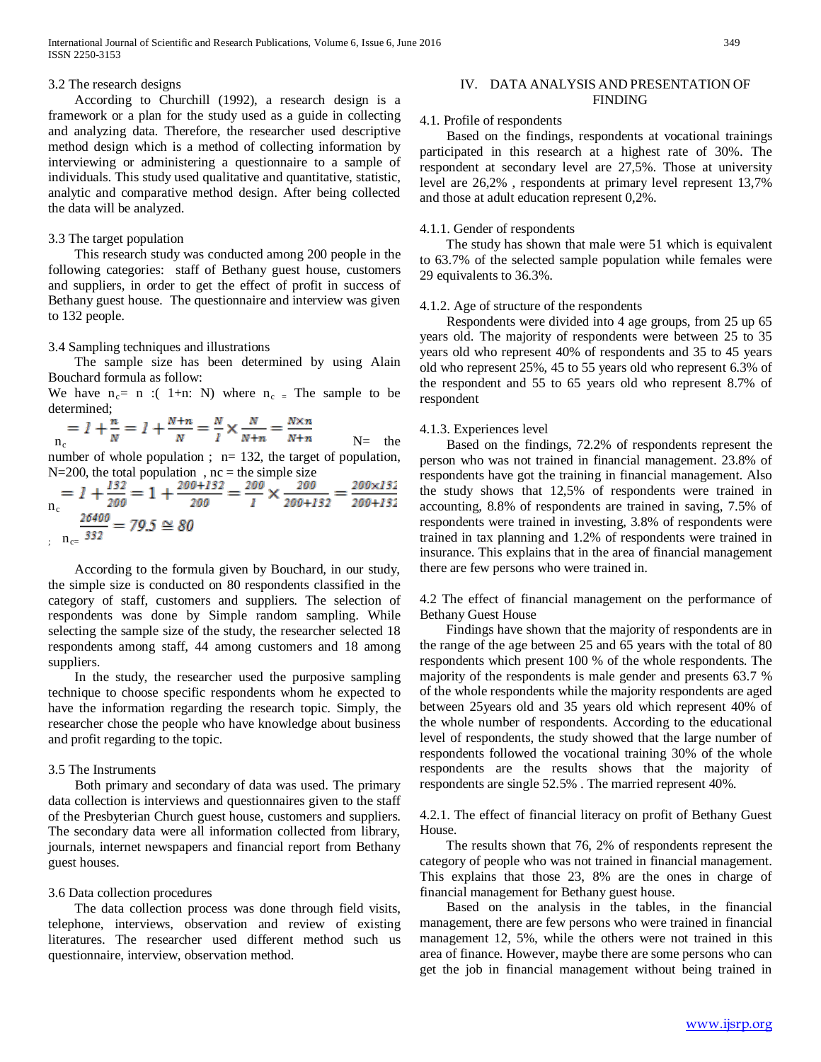3.2 The research designs

According to Churchill (1992), a research design is a framework or a plan for the study used as a guide in collecting and analyzing data. Therefore, the researcher used descriptive method design which is a method of collecting information by interviewing or administering a questionnaire to a sample of individuals. This study used qualitative and quantitative, statistic, analytic and comparative method design. After being collected the data will be analyzed.

3.3 The target population

This research study was conducted among 200 people in the following categories: staff of Bethany guest house, customers and suppliers, in order to get the effect of profit in success of Bethany guest house. The questionnaire and interview was given to 132 people.

3.4 Sampling techniques and illustrations

The sample size has been determined by using Alain Bouchard formula as follow:

We have $n_c = n :( 1+n: N)$ where $n_c =$ The sample to be determined;

$$n_c = 1 + \frac{n}{N} = 1 + \frac{N+n}{N} = \frac{N}{1} \times \frac{N}{N+n} = \frac{N \times n}{N+n}$$

N= the number of whole population ; n= 132, the target of population, N=200, the total population , nc = the simple size

$$n_c = 1 + \frac{132}{200} = 1 + \frac{200+132}{200} = \frac{200}{1} \times \frac{200}{200+132} = \frac{200 \times 132}{200+132}$$

; $$n_c = \frac{26400}{332} = 79.5 \cong 80$$

According to the formula given by Bouchard, in our study, the simple size is conducted on 80 respondents classified in the category of staff, customers and suppliers. The selection of respondents was done by Simple random sampling. While selecting the sample size of the study, the researcher selected 18 respondents among staff, 44 among customers and 18 among suppliers.

In the study, the researcher used the purposive sampling technique to choose specific respondents whom he expected to have the information regarding the research topic. Simply, the researcher chose the people who have knowledge about business and profit regarding to the topic.

3.5 The Instruments

Both primary and secondary of data was used. The primary data collection is interviews and questionnaires given to the staff of the Presbyterian Church guest house, customers and suppliers. The secondary data were all information collected from library, journals, internet newspapers and financial report from Bethany guest houses.

3.6 Data collection procedures

The data collection process was done through field visits, telephone, interviews, observation and review of existing literatures. The researcher used different method such us questionnaire, interview, observation method.

## IV. DATA ANALYSIS AND PRESENTATION OF FINDING

4.1. Profile of respondents

Based on the findings, respondents at vocational trainings participated in this research at a highest rate of 30%. The respondent at secondary level are 27,5%. Those at university level are 26,2% , respondents at primary level represent 13,7% and those at adult education represent 0,2%.

4.1.1. Gender of respondents

The study has shown that male were 51 which is equivalent to 63.7% of the selected sample population while females were 29 equivalents to 36.3%.

4.1.2. Age of structure of the respondents

Respondents were divided into 4 age groups, from 25 up 65 years old. The majority of respondents were between 25 to 35 years old who represent 40% of respondents and 35 to 45 years old who represent 25%, 45 to 55 years old who represent 6.3% of the respondent and 55 to 65 years old who represent 8.7% of respondent

4.1.3. Experiences level

Based on the findings, 72.2% of respondents represent the person who was not trained in financial management. 23.8% of respondents have got the training in financial management. Also the study shows that 12,5% of respondents were trained in accounting, 8.8% of respondents are trained in saving, 7.5% of respondents were trained in investing, 3.8% of respondents were trained in tax planning and 1.2% of respondents were trained in insurance. This explains that in the area of financial management there are few persons who were trained in.

4.2 The effect of financial management on the performance of Bethany Guest House

Findings have shown that the majority of respondents are in the range of the age between 25 and 65 years with the total of 80 respondents which present 100 % of the whole respondents. The majority of the respondents is male gender and presents 63.7 % of the whole respondents while the majority respondents are aged between 25years old and 35 years old which represent 40% of the whole number of respondents. According to the educational level of respondents, the study showed that the large number of respondents followed the vocational training 30% of the whole respondents are the results shows that the majority of respondents are single 52.5% . The married represent 40%.

4.2.1. The effect of financial literacy on profit of Bethany Guest House.

The results shown that 76, 2% of respondents represent the category of people who was not trained in financial management. This explains that those 23, 8% are the ones in charge of financial management for Bethany guest house.

Based on the analysis in the tables, in the financial management, there are few persons who were trained in financial management 12, 5%, while the others were not trained in this area of finance. However, maybe there are some persons who can get the job in financial management without being trained in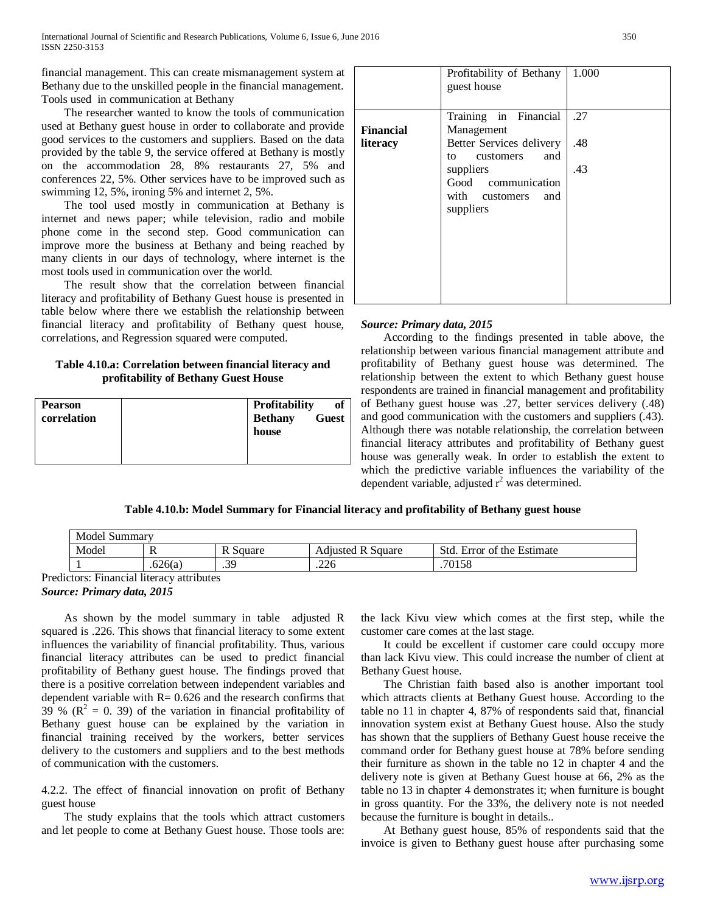financial management. This can create mismanagement system at Bethany due to the unskilled people in the financial management. Tools used in communication at Bethany

The researcher wanted to know the tools of communication used at Bethany guest house in order to collaborate and provide good services to the customers and suppliers. Based on the data provided by the table 9, the service offered at Bethany is mostly on the accommodation 28, 8% restaurants 27, 5% and conferences 22, 5%. Other services have to be improved such as swimming 12, 5%, ironing 5% and internet 2, 5%.

The tool used mostly in communication at Bethany is internet and news paper; while television, radio and mobile phone come in the second step. Good communication can improve more the business at Bethany and being reached by many clients in our days of technology, where internet is the most tools used in communication over the world.

The result show that the correlation between financial literacy and profitability of Bethany Guest house is presented in table below where there we establish the relationship between financial literacy and profitability of Bethany quest house, correlations, and Regression squared were computed.

**Table 4.10.a: Correlation between financial literacy and profitability of Bethany Guest House**

| **Pearson correlation** | | **Profitability of Bethany Guest house** |
|---|---|---|
| | Profitability of Bethany guest house | 1.000 |
| **Financial literacy** | Training in Financial Management | .27 |
| | Better Services delivery to customers and suppliers | .48 |
| | Good communication with customers and suppliers | .43 |

***Source: Primary data, 2015***

According to the findings presented in table above, the relationship between various financial management attribute and profitability of Bethany guest house was determined. The relationship between the extent to which Bethany guest house respondents are trained in financial management and profitability of Bethany guest house was .27, better services delivery (.48) and good communication with the customers and suppliers (.43). Although there was notable relationship, the correlation between financial literacy attributes and profitability of Bethany guest house was generally weak. In order to establish the extent to which the predictive variable influences the variability of the dependent variable, adjusted $r^2$ was determined.

**Table 4.10.b: Model Summary for Financial literacy and profitability of Bethany guest house**

| Model Summary | | | | |
|---|---|---|---|---|
| Model | R | R Square | Adjusted R Square | Std. Error of the Estimate |
| 1 | .626(a) | .39 | .226 | .70158 |

Predictors: Financial literacy attributes

***Source: Primary data, 2015***

As shown by the model summary in table adjusted R squared is .226. This shows that financial literacy to some extent influences the variability of financial profitability. Thus, various financial literacy attributes can be used to predict financial profitability of Bethany guest house. The findings proved that there is a positive correlation between independent variables and dependent variable with R= 0.626 and the research confirms that 39 % ($R^2$ = 0. 39) of the variation in financial profitability of Bethany guest house can be explained by the variation in financial training received by the workers, better services delivery to the customers and suppliers and to the best methods of communication with the customers.

4.2.2. The effect of financial innovation on profit of Bethany guest house

The study explains that the tools which attract customers and let people to come at Bethany Guest house. Those tools are: the lack Kivu view which comes at the first step, while the customer care comes at the last stage.

It could be excellent if customer care could occupy more than lack Kivu view. This could increase the number of client at Bethany Guest house.

The Christian faith based also is another important tool which attracts clients at Bethany Guest house. According to the table no 11 in chapter 4, 87% of respondents said that, financial innovation system exist at Bethany Guest house. Also the study has shown that the suppliers of Bethany Guest house receive the command order for Bethany guest house at 78% before sending their furniture as shown in the table no 12 in chapter 4 and the delivery note is given at Bethany Guest house at 66, 2% as the table no 13 in chapter 4 demonstrates it; when furniture is bought in gross quantity. For the 33%, the delivery note is not needed because the furniture is bought in details..

At Bethany guest house, 85% of respondents said that the invoice is given to Bethany guest house after purchasing some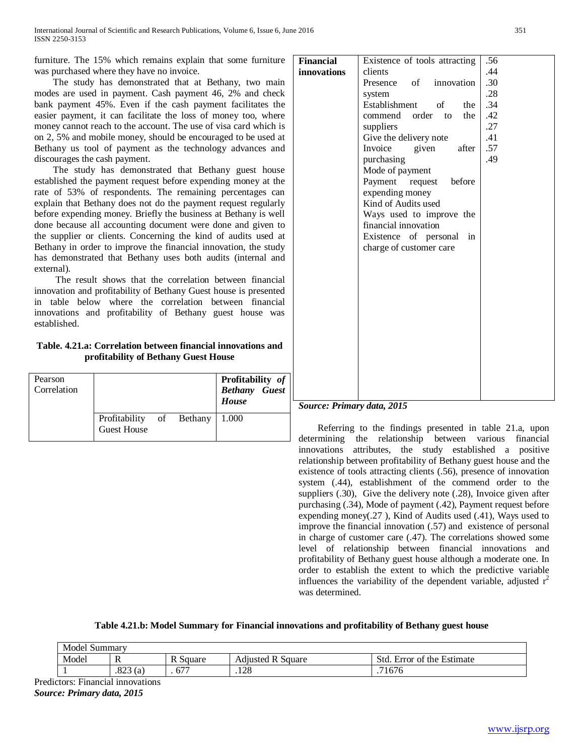furniture. The 15% which remains explain that some furniture was purchased where they have no invoice.

The study has demonstrated that at Bethany, two main modes are used in payment. Cash payment 46, 2% and check bank payment 45%. Even if the cash payment facilitates the easier payment, it can facilitate the loss of money too, where money cannot reach to the account. The use of visa card which is on 2, 5% and mobile money, should be encouraged to be used at Bethany us tool of payment as the technology advances and discourages the cash payment.

The study has demonstrated that Bethany guest house established the payment request before expending money at the rate of 53% of respondents. The remaining percentages can explain that Bethany does not do the payment request regularly before expending money. Briefly the business at Bethany is well done because all accounting document were done and given to the supplier or clients. Concerning the kind of audits used at Bethany in order to improve the financial innovation, the study has demonstrated that Bethany uses both audits (internal and external).

The result shows that the correlation between financial innovation and profitability of Bethany Guest house is presented in table below where the correlation between financial innovations and profitability of Bethany guest house was established.

**Table. 4.21.a: Correlation between financial innovations and profitability of Bethany Guest House**

| Pearson Correlation | | ***Profitability of Bethany Guest House*** |
|---|---|---|
| | Profitability of Bethany Guest House | 1.000 |
| **Financial innovations** | Existence of tools attracting clients | .56 |
| | Presence of innovation system | .44 |
| | Establishment of the commend order to the suppliers | .30 |
| | Give the delivery note | .28 |
| | Invoice given after purchasing | .34 |
| | Mode of payment | .42 |
| | Payment request before expending money | .27 |
| | Kind of Audits used | .41 |
| | Ways used to improve the financial innovation | .57 |
| | Existence of personal in charge of customer care | .49 |

***Source: Primary data, 2015***

Referring to the findings presented in table 21.a, upon determining the relationship between various financial innovations attributes, the study established a positive relationship between profitability of Bethany guest house and the existence of tools attracting clients (.56), presence of innovation system (.44), establishment of the commend order to the suppliers (.30), Give the delivery note (.28), Invoice given after purchasing (.34), Mode of payment (.42), Payment request before expending money(.27 ), Kind of Audits used (.41), Ways used to improve the financial innovation (.57) and existence of personal in charge of customer care (.47). The correlations showed some level of relationship between financial innovations and profitability of Bethany guest house although a moderate one. In order to establish the extent to which the predictive variable influences the variability of the dependent variable, adjusted $r^2$ was determined.

**Table 4.21.b: Model Summary for Financial innovations and profitability of Bethany guest house**

| Model Summary | | | | |
|---|---|---|---|---|
| Model | R | R Square | Adjusted R Square | Std. Error of the Estimate |
| 1 | .823 (a) | . 677 | .128 | .71676 |

Predictors: Financial innovations

***Source: Primary data, 2015***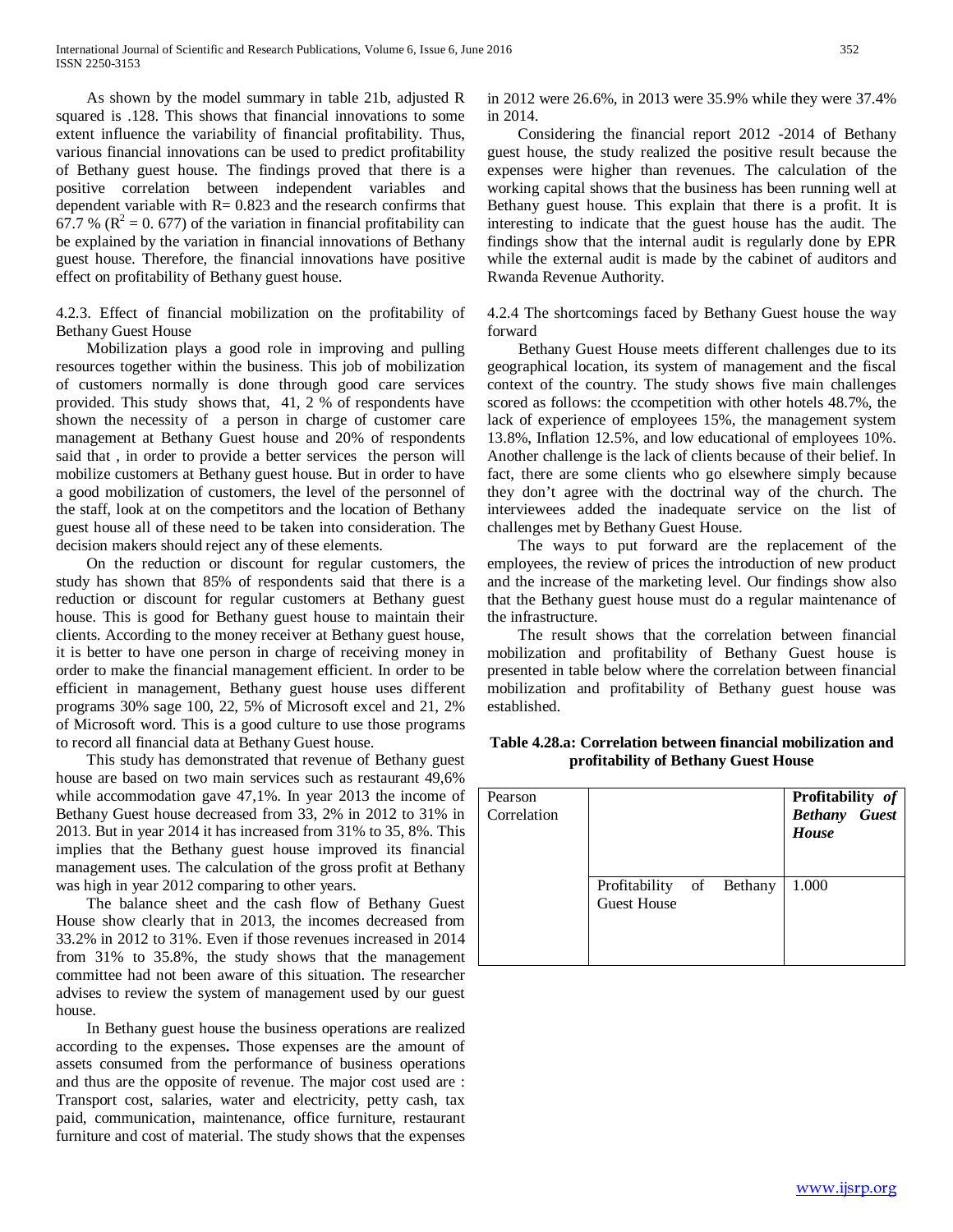As shown by the model summary in table 21b, adjusted R squared is .128. This shows that financial innovations to some extent influence the variability of financial profitability. Thus, various financial innovations can be used to predict profitability of Bethany guest house. The findings proved that there is a positive correlation between independent variables and dependent variable with R= 0.823 and the research confirms that 67.7 % ($R^2$ = 0. 677) of the variation in financial profitability can be explained by the variation in financial innovations of Bethany guest house. Therefore, the financial innovations have positive effect on profitability of Bethany guest house.

4.2.3. Effect of financial mobilization on the profitability of Bethany Guest House

Mobilization plays a good role in improving and pulling resources together within the business. This job of mobilization of customers normally is done through good care services provided. This study shows that, 41, 2 % of respondents have shown the necessity of a person in charge of customer care management at Bethany guest house and 20% of respondents said that , in order to provide a better services the person will mobilize customers at Bethany guest house. But in order to have a good mobilization of customers, the level of the personnel of the staff, look at on the competitors and the location of Bethany guest house all of these need to be taken into consideration. The decision makers should reject any of these elements.

On the reduction or discount for regular customers, the study has shown that 85% of respondents said that there is a reduction or discount for regular customers at Bethany guest house. This is good for Bethany guest house to maintain their clients. According to the money receiver at Bethany guest house, it is better to have one person in charge of receiving money in order to make the financial management efficient. In order to be efficient in management, Bethany guest house uses different programs 30% sage 100, 22, 5% of Microsoft excel and 21, 2% of Microsoft word. This is a good culture to use those programs to record all financial data at Bethany Guest house.

This study has demonstrated that revenue of Bethany guest house are based on two main services such as restaurant 49,6% while accommodation gave 47,1%. In year 2013 the income of Bethany Guest house decreased from 33, 2% in 2012 to 31% in 2013. But in year 2014 it has increased from 31% to 35, 8%. This implies that the Bethany guest house improved its financial management uses. The calculation of the gross profit at Bethany was high in year 2012 comparing to other years.

The balance sheet and the cash flow of Bethany Guest House show clearly that in 2013, the incomes decreased from 33.2% in 2012 to 31%. Even if those revenues increased in 2014 from 31% to 35.8%, the study shows that the management committee had not been aware of this situation. The researcher advises to review the system of management used by our guest house.

In Bethany guest house the business operations are realized according to the expenses**.** Those expenses are the amount of assets consumed from the performance of business operations and thus are the opposite of revenue. The major cost used are : Transport cost, salaries, water and electricity, petty cash, tax paid, communication, maintenance, office furniture, restaurant furniture and cost of material. The study shows that the expenses in 2012 were 26.6%, in 2013 were 35.9% while they were 37.4% in 2014.

Considering the financial report 2012 -2014 of Bethany guest house, the study realized the positive result because the expenses were higher than revenues. The calculation of the working capital shows that the business has been running well at Bethany guest house. This explain that there is a profit. It is interesting to indicate that the guest house has the audit. The findings show that the internal audit is regularly done by EPR while the external audit is made by the cabinet of auditors and Rwanda Revenue Authority.

4.2.4 The shortcomings faced by Bethany Guest house the way forward

Bethany Guest House meets different challenges due to its geographical location, its system of management and the fiscal context of the country. The study shows five main challenges scored as follows: the ccompetition with other hotels 48.7%, the lack of experience of employees 15%, the management system 13.8%, Inflation 12.5%, and low educational of employees 10%. Another challenge is the lack of clients because of their belief. In fact, there are some clients who go elsewhere simply because they don't agree with the doctrinal way of the church. The interviewees added the inadequate service on the list of challenges met by Bethany Guest House.

The ways to put forward are the replacement of the employees, the review of prices the introduction of new product and the increase of the marketing level. Our findings show also that the Bethany guest house must do a regular maintenance of the infrastructure.

The result shows that the correlation between financial mobilization and profitability of Bethany Guest house is presented in table below where the correlation between financial mobilization and profitability of Bethany guest house was established.

**Table 4.28.a: Correlation between financial mobilization and profitability of Bethany Guest House**

| Pearson Correlation | | **Profitability *of Bethany Guest House*** |
|---|---|---|
| | Profitability of Bethany Guest House | 1.000 |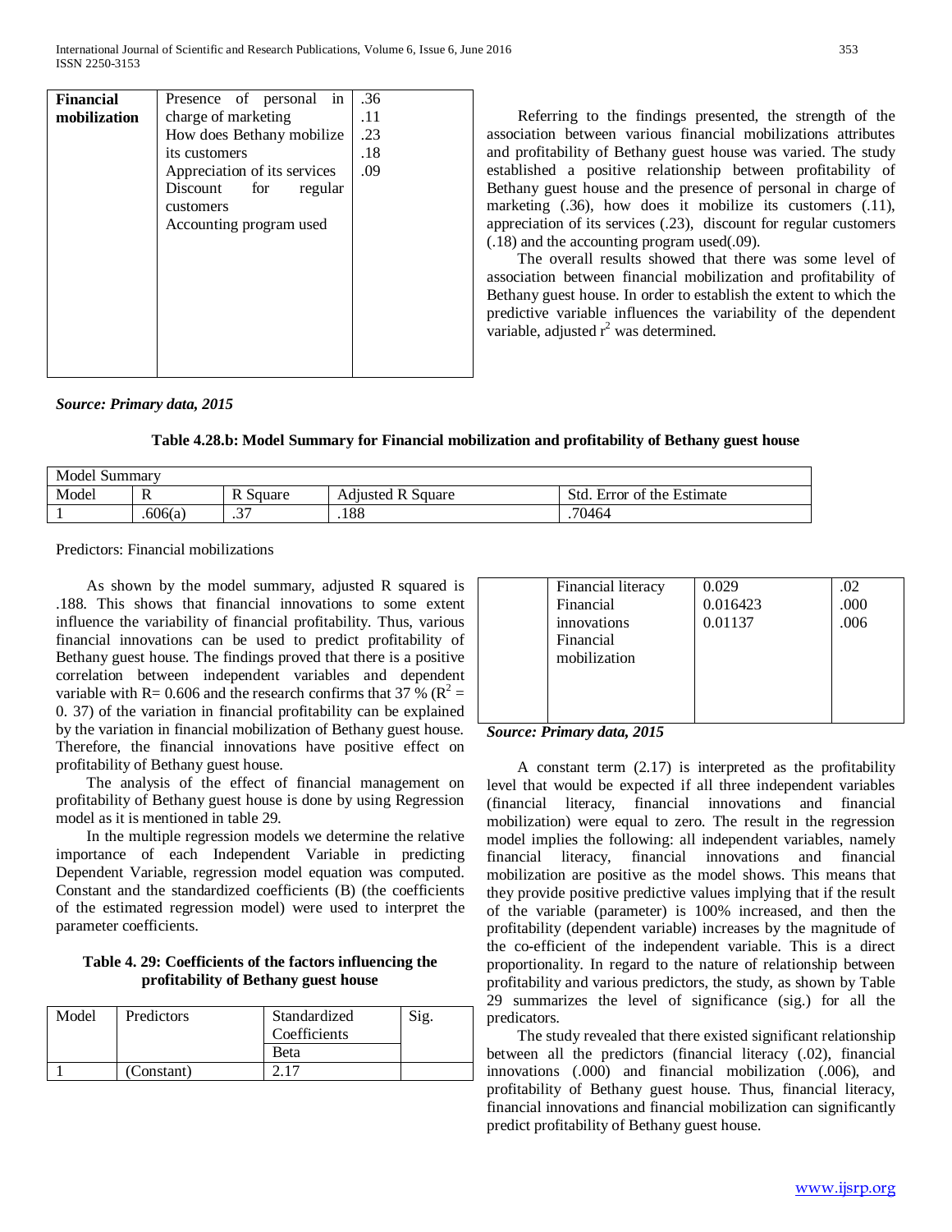| Financial mobilization | Presence of personal in charge of marketing | .36 |
|---|---|---|
| | How does Bethany mobilize its customers | .11 |
| | Appreciation of its services | .23 |
| | Discount for regular customers | .18 |
| | Accounting program used | .09 |

***Source: Primary data, 2015***

Referring to the findings presented, the strength of the association between various financial mobilizations attributes and profitability of Bethany guest house was varied. The study established a positive relationship between profitability of Bethany guest house and the presence of personal in charge of marketing (.36), how does it mobilize its customers (.11), appreciation of its services (.23), discount for regular customers (.18) and the accounting program used(.09).

The overall results showed that there was some level of association between financial mobilization and profitability of Bethany guest house. In order to establish the extent to which the predictive variable influences the variability of the dependent variable, adjusted $r^2$ was determined.

**Table 4.28.b: Model Summary for Financial mobilization and profitability of Bethany guest house**

| Model Summary | | | | |
|---|---|---|---|---|
| Model | R | R Square | Adjusted R Square | Std. Error of the Estimate |
| 1 | .606(a) | .37 | .188 | .70464 |

Predictors: Financial mobilizations

As shown by the model summary, adjusted R squared is .188. This shows that financial innovations to some extent influence the variability of financial profitability. Thus, various financial innovations can be used to predict profitability of Bethany guest house. The findings proved that there is a positive correlation between independent variables and dependent variable with R= 0.606 and the research confirms that 37 % ($R^2$ = 0. 37) of the variation in financial profitability can be explained by the variation in financial mobilization of Bethany guest house. Therefore, the financial innovations have positive effect on profitability of Bethany guest house.

The analysis of the effect of financial management on profitability of Bethany guest house is done by using Regression model as it is mentioned in table 29.

In the multiple regression models we determine the relative importance of each Independent Variable in predicting Dependent Variable, regression model equation was computed. Constant and the standardized coefficients (B) (the coefficients of the estimated regression model) were used to interpret the parameter coefficients.

**Table 4. 29: Coefficients of the factors influencing the profitability of Bethany guest house**

| Model | Predictors | Standardized Coefficients | Sig. |
|---|---|---|---|
| | | Beta | |
| 1 | (Constant) | 2.17 | |
| | Financial literacy | 0.029 | .02 |
| | Financial innovations | 0.016423 | .000 |
| | Financial mobilization | 0.01137 | .006 |

***Source: Primary data, 2015***

A constant term (2.17) is interpreted as the profitability level that would be expected if all three independent variables (financial literacy, financial innovations and financial mobilization) were equal to zero. The result in the regression model implies the following: all independent variables, namely financial literacy, financial innovations and financial mobilization are positive as the model shows. This means that they provide positive predictive values implying that if the result of the variable (parameter) is 100% increased, and then the profitability (dependent variable) increases by the magnitude of the co-efficient of the independent variable. This is a direct proportionality. In regard to the nature of relationship between profitability and various predictors, the study, as shown by Table 29 summarizes the level of significance (sig.) for all the predicators.

The study revealed that there existed significant relationship between all the predictors (financial literacy (.02), financial innovations (.000) and financial mobilization (.006), and profitability of Bethany guest house. Thus, financial literacy, financial innovations and financial mobilization can significantly predict profitability of Bethany guest house.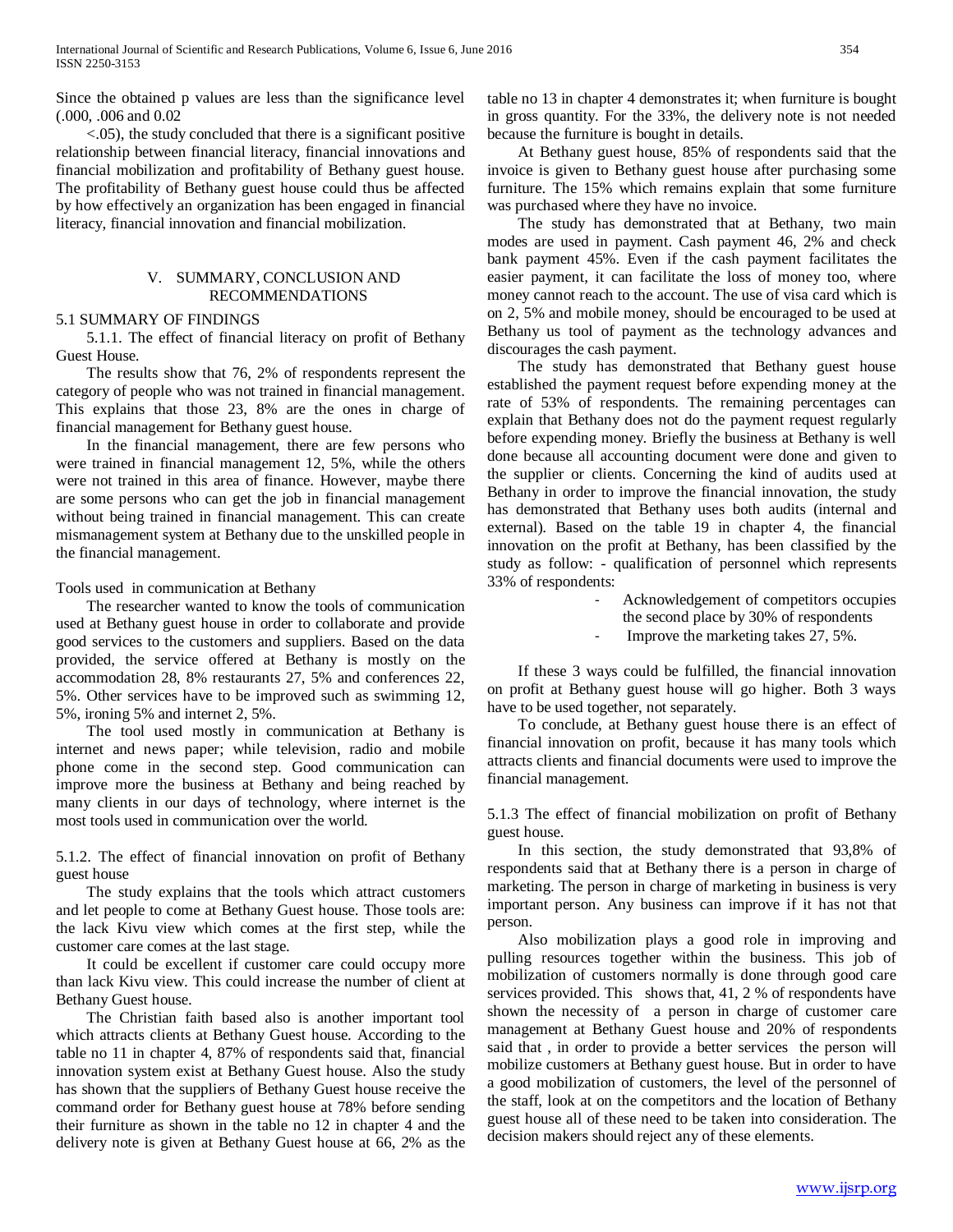Since the obtained p values are less than the significance level (.000, .006 and 0.02

<.05), the study concluded that there is a significant positive relationship between financial literacy, financial innovations and financial mobilization and profitability of Bethany guest house. The profitability of Bethany guest house could thus be affected by how effectively an organization has been engaged in financial literacy, financial innovation and financial mobilization.

## V. SUMMARY, CONCLUSION AND RECOMMENDATIONS

### 5.1 SUMMARY OF FINDINGS

5.1.1. The effect of financial literacy on profit of Bethany Guest House.

The results show that 76, 2% of respondents represent the category of people who was not trained in financial management. This explains that those 23, 8% are the ones in charge of financial management for Bethany guest house.

In the financial management, there are few persons who were trained in financial management 12, 5%, while the others were not trained in this area of finance. However, maybe there are some persons who can get the job in financial management without being trained in financial management. This can create mismanagement system at Bethany due to the unskilled people in the financial management.

Tools used in communication at Bethany

The researcher wanted to know the tools of communication used at Bethany guest house in order to collaborate and provide good services to the customers and suppliers. Based on the data provided, the service offered at Bethany is mostly on the accommodation 28, 8% restaurants 27, 5% and conferences 22, 5%. Other services have to be improved such as swimming 12, 5%, ironing 5% and internet 2, 5%.

The tool used mostly in communication at Bethany is internet and news paper; while television, radio and mobile phone come in the second step. Good communication can improve more the business at Bethany and being reached by many clients in our days of technology, where internet is the most tools used in communication over the world.

5.1.2. The effect of financial innovation on profit of Bethany guest house

The study explains that the tools which attract customers and let people to come at Bethany Guest house. Those tools are: the lack Kivu view which comes at the first step, while the customer care comes at the last stage.

It could be excellent if customer care could occupy more than lack Kivu view. This could increase the number of client at Bethany Guest house.

The Christian faith based also is another important tool which attracts clients at Bethany Guest house. According to the table no 11 in chapter 4, 87% of respondents said that, financial innovation system exist at Bethany Guest house. Also the study has shown that the suppliers of Bethany Guest house receive the command order for Bethany guest house at 78% before sending their furniture as shown in the table no 12 in chapter 4 and the delivery note is given at Bethany Guest house at 66, 2% as the table no 13 in chapter 4 demonstrates it; when furniture is bought in gross quantity. For the 33%, the delivery note is not needed because the furniture is bought in details.

At Bethany guest house, 85% of respondents said that the invoice is given to Bethany guest house after purchasing some furniture. The 15% which remains explain that some furniture was purchased where they have no invoice.

The study has demonstrated that at Bethany, two main modes are used in payment. Cash payment 46, 2% and check bank payment 45%. Even if the cash payment facilitates the easier payment, it can facilitate the loss of money too, where money cannot reach to the account. The use of visa card which is on 2, 5% and mobile money, should be encouraged to be used at Bethany us tool of payment as the technology advances and discourages the cash payment.

The study has demonstrated that Bethany guest house established the payment request before expending money at the rate of 53% of respondents. The remaining percentages can explain that Bethany does not do the payment request regularly before expending money. Briefly the business at Bethany is well done because all accounting document were done and given to the supplier or clients. Concerning the kind of audits used at Bethany in order to improve the financial innovation, the study has demonstrated that Bethany uses both audits (internal and external). Based on the table 19 in chapter 4, the financial innovation on the profit at Bethany, has been classified by the study as follow: - qualification of personnel which represents 33% of respondents:

- Acknowledgement of competitors occupies the second place by 30% of respondents
- Improve the marketing takes 27, 5%.

If these 3 ways could be fulfilled, the financial innovation on profit at Bethany guest house will go higher. Both 3 ways have to be used together, not separately.

To conclude, at Bethany guest house there is an effect of financial innovation on profit, because it has many tools which attracts clients and financial documents were used to improve the financial management.

5.1.3 The effect of financial mobilization on profit of Bethany guest house.

In this section, the study demonstrated that 93,8% of respondents said that at Bethany there is a person in charge of marketing. The person in charge of marketing in business is very important person. Any business can improve if it has not that person.

Also mobilization plays a good role in improving and pulling resources together within the business. This job of mobilization of customers normally is done through good care services provided. This shows that, 41, 2 % of respondents have shown the necessity of a person in charge of customer care management at Bethany Guest house and 20% of respondents said that , in order to provide a better services the person will mobilize customers at Bethany guest house. But in order to have a good mobilization of customers, the level of the personnel of the staff, look at on the competitors and the location of Bethany guest house all of these need to be taken into consideration. The decision makers should reject any of these elements.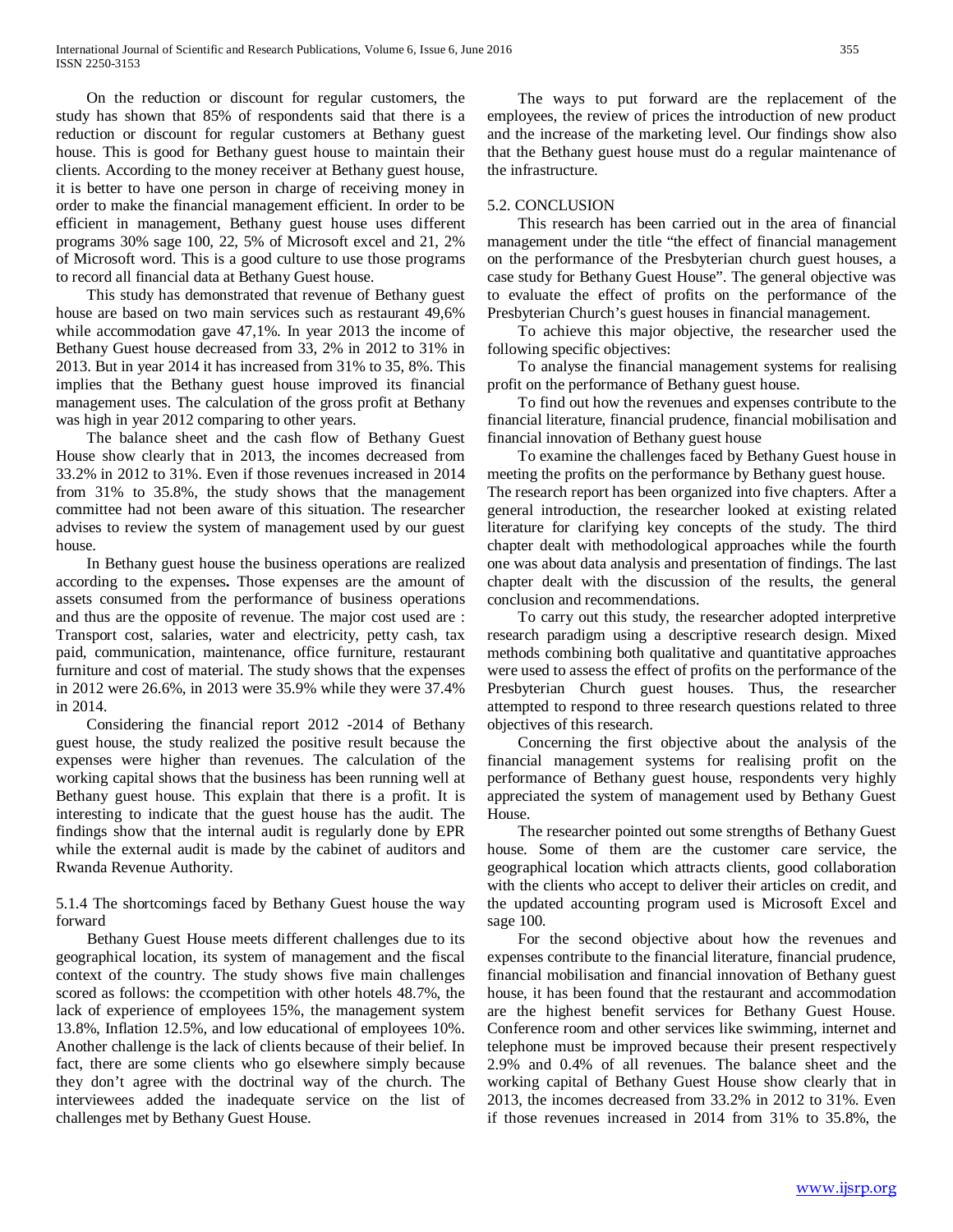On the reduction or discount for regular customers, the study has shown that 85% of respondents said that there is a reduction or discount for regular customers at Bethany guest house. This is good for Bethany guest house to maintain their clients. According to the money receiver at Bethany guest house, it is better to have one person in charge of receiving money in order to make the financial management efficient. In order to be efficient in management, Bethany guest house uses different programs 30% sage 100, 22, 5% of Microsoft excel and 21, 2% of Microsoft word. This is a good culture to use those programs to record all financial data at Bethany Guest house.

This study has demonstrated that revenue of Bethany guest house are based on two main services such as restaurant 49,6% while accommodation gave 47,1%. In year 2013 the income of Bethany Guest house decreased from 33, 2% in 2012 to 31% in 2013. But in year 2014 it has increased from 31% to 35, 8%. This implies that the Bethany guest house improved its financial management uses. The calculation of the gross profit at Bethany was high in year 2012 comparing to other years.

The balance sheet and the cash flow of Bethany Guest House show clearly that in 2013, the incomes decreased from 33.2% in 2012 to 31%. Even if those revenues increased in 2014 from 31% to 35.8%, the study shows that the management committee had not been aware of this situation. The researcher advises to review the system of management used by our guest house.

In Bethany guest house the business operations are realized according to the expenses**.** Those expenses are the amount of assets consumed from the performance of business operations and thus are the opposite of revenue. The major cost used are : Transport cost, salaries, water and electricity, petty cash, tax paid, communication, maintenance, office furniture, restaurant furniture and cost of material. The study shows that the expenses in 2012 were 26.6%, in 2013 were 35.9% while they were 37.4% in 2014.

Considering the financial report 2012 -2014 of Bethany guest house, the study realized the positive result because the expenses were higher than revenues. The calculation of the working capital shows that the business has been running well at Bethany guest house. This explain that there is a profit. It is interesting to indicate that the guest house has the audit. The findings show that the internal audit is regularly done by EPR while the external audit is made by the cabinet of auditors and Rwanda Revenue Authority.

5.1.4 The shortcomings faced by Bethany Guest house the way forward

Bethany Guest House meets different challenges due to its geographical location, its system of management and the fiscal context of the country. The study shows five main challenges scored as follows: the ccompetition with other hotels 48.7%, the lack of experience of employees 15%, the management system 13.8%, Inflation 12.5%, and low educational of employees 10%. Another challenge is the lack of clients because of their belief. In fact, there are some clients who go elsewhere simply because they don't agree with the doctrinal way of the church. The interviewees added the inadequate service on the list of challenges met by Bethany Guest House.

The ways to put forward are the replacement of the employees, the review of prices the introduction of new product and the increase of the marketing level. Our findings show also that the Bethany guest house must do a regular maintenance of the infrastructure.

## 5.2. CONCLUSION

This research has been carried out in the area of financial management under the title "the effect of financial management on the performance of the Presbyterian church guest houses, a case study for Bethany Guest House". The general objective was to evaluate the effect of profits on the performance of the Presbyterian Church's guest houses in financial management.

To achieve this major objective, the researcher used the following specific objectives:

To analyse the financial management systems for realising profit on the performance of Bethany guest house.

To find out how the revenues and expenses contribute to the financial literature, financial prudence, financial mobilisation and financial innovation of Bethany guest house

To examine the challenges faced by Bethany Guest house in meeting the profits on the performance by Bethany guest house.

The research report has been organized into five chapters. After a general introduction, the researcher looked at existing related literature for clarifying key concepts of the study. The third chapter dealt with methodological approaches while the fourth one was about data analysis and presentation of findings. The last chapter dealt with the discussion of the results, the general conclusion and recommendations.

To carry out this study, the researcher adopted interpretive research paradigm using a descriptive research design. Mixed methods combining both qualitative and quantitative approaches were used to assess the effect of profits on the performance of the Presbyterian Church guest houses. Thus, the researcher attempted to respond to three research questions related to three objectives of this research.

Concerning the first objective about the analysis of the financial management systems for realising profit on the performance of Bethany guest house, respondents very highly appreciated the system of management used by Bethany Guest House.

The researcher pointed out some strengths of Bethany Guest house. Some of them are the customer care service, the geographical location which attracts clients, good collaboration with the clients who accept to deliver their articles on credit, and the updated accounting program used is Microsoft Excel and sage 100.

For the second objective about how the revenues and expenses contribute to the financial literature, financial prudence, financial mobilisation and financial innovation of Bethany guest house, it has been found that the restaurant and accommodation are the highest benefit services for Bethany Guest House. Conference room and other services like swimming, internet and telephone must be improved because their present respectively 2.9% and 0.4% of all revenues. The balance sheet and the working capital of Bethany Guest House show clearly that in 2013, the incomes decreased from 33.2% in 2012 to 31%. Even if those revenues increased in 2014 from 31% to 35.8%, the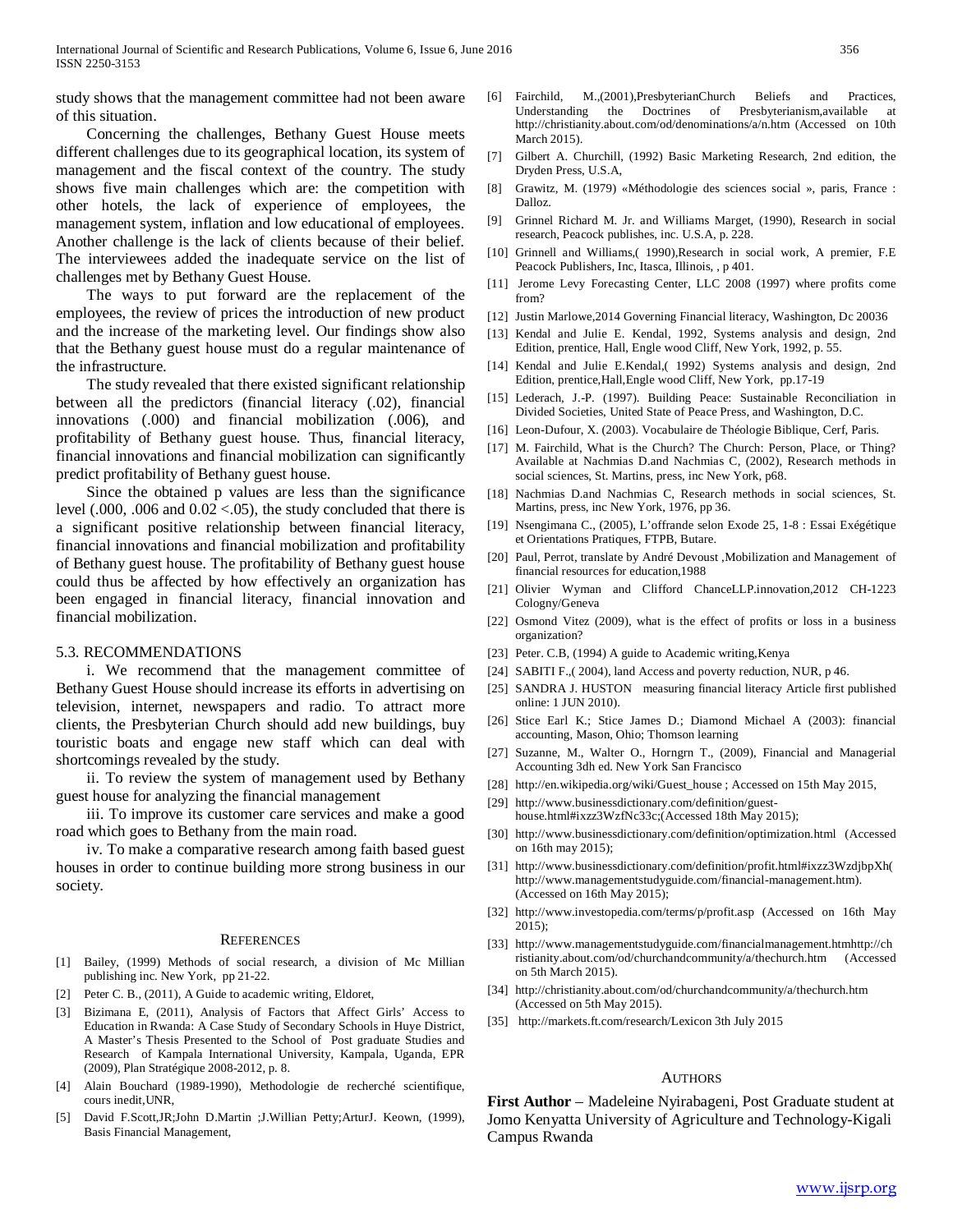study shows that the management committee had not been aware of this situation.

Concerning the challenges, Bethany Guest House meets different challenges due to its geographical location, its system of management and the fiscal context of the country. The study shows five main challenges which are: the competition with other hotels, the lack of experience of employees, the management system, inflation and low educational of employees. Another challenge is the lack of clients because of their belief. The interviewees added the inadequate service on the list of challenges met by Bethany Guest House.

The ways to put forward are the replacement of the employees, the review of prices the introduction of new product and the increase of the marketing level. Our findings show also that the Bethany guest house must do a regular maintenance of the infrastructure.

The study revealed that there existed significant relationship between all the predictors (financial literacy (.02), financial innovations (.000) and financial mobilization (.006), and profitability of Bethany guest house. Thus, financial literacy, financial innovations and financial mobilization can significantly predict profitability of Bethany guest house.

Since the obtained p values are less than the significance level (.000, .006 and 0.02 <.05), the study concluded that there is a significant positive relationship between financial literacy, financial innovations and financial mobilization and profitability of Bethany guest house. The profitability of Bethany guest house could thus be affected by how effectively an organization has been engaged in financial literacy, financial innovation and financial mobilization.

## 5.3. RECOMMENDATIONS

i. We recommend that the management committee of Bethany Guest House should increase its efforts in advertising on television, internet, newspapers and radio. To attract more clients, the Presbyterian Church should add new buildings, buy touristic boats and engage new staff which can deal with shortcomings revealed by the study.

ii. To review the system of management used by Bethany guest house for analyzing the financial management

iii. To improve its customer care services and make a good road which goes to Bethany from the main road.

iv. To make a comparative research among faith based guest houses in order to continue building more strong business in our society.

## REFERENCES

[1] Bailey, (1999) Methods of social research, a division of Mc Millian publishing inc. New York, pp 21-22.

[2] Peter C. B., (2011), A Guide to academic writing, Eldoret,

[3] Bizimana E, (2011), Analysis of Factors that Affect Girls' Access to Education in Rwanda: A Case Study of Secondary Schools in Huye District, A Master's Thesis Presented to the School of Post graduate Studies and Research of Kampala International University, Kampala, Uganda, EPR (2009), Plan Stratégique 2008-2012, p. 8.

[4] Alain Bouchard (1989-1990), Methodologie de recherché scientifique, cours inedit,UNR,

[5] David F.Scott,JR;John D.Martin ;J.Willian Petty;ArturJ. Keown, (1999), Basis Financial Management,

[6] Fairchild, M.,(2001),PresbyterianChurch Beliefs and Practices, Understanding the Doctrines of Presbyterianism,available at http://christianity.about.com/od/denominations/a/n.htm (Accessed on 10th March 2015).

[7] Gilbert A. Churchill, (1992) Basic Marketing Research, 2nd edition, the Dryden Press, U.S.A,

[8] Grawitz, M. (1979) «Méthodologie des sciences social », paris, France : Dalloz.

[9] Grinnel Richard M. Jr. and Williams Marget, (1990), Research in social research, Peacock publishes, inc. U.S.A, p. 228.

[10] Grinnell and Williams,( 1990),Research in social work, A premier, F.E Peacock Publishers, Inc, Itasca, Illinois, , p 401.

[11] Jerome Levy Forecasting Center, LLC 2008 (1997) where profits come from?

[12] Justin Marlowe,2014 Governing Financial literacy, Washington, Dc 20036

[13] Kendal and Julie E. Kendal, 1992, Systems analysis and design, 2nd Edition, prentice, Hall, Engle wood Cliff, New York, 1992, p. 55.

[14] Kendal and Julie E.Kendal,( 1992) Systems analysis and design, 2nd Edition, prentice,Hall,Engle wood Cliff, New York, pp.17-19

[15] Lederach, J.-P. (1997). Building Peace: Sustainable Reconciliation in Divided Societies, United State of Peace Press, and Washington, D.C.

[16] Leon-Dufour, X. (2003). Vocabulaire de Théologie Biblique, Cerf, Paris.

[17] M. Fairchild, What is the Church? The Church: Person, Place, or Thing? Available at Nachmias D.and Nachmias C, (2002), Research methods in social sciences, St. Martins, press, inc New York, p68.

[18] Nachmias D.and Nachmias C, Research methods in social sciences, St. Martins, press, inc New York, 1976, pp 36.

[19] Nsengimana C., (2005), L'offrande selon Exode 25, 1-8 : Essai Exégétique et Orientations Pratiques, FTPB, Butare.

[20] Paul, Perrot, translate by André Devoust ,Mobilization and Management of financial resources for education,1988

[21] Olivier Wyman and Clifford ChanceLLP.innovation,2012 CH-1223 Cologny/Geneva

[22] Osmond Vitez (2009), what is the effect of profits or loss in a business organization?

[23] Peter. C.B, (1994) A guide to Academic writing,Kenya

[24] SABITI F.,( 2004), land Access and poverty reduction, NUR, p 46.

[25] SANDRA J. HUSTON measuring financial literacy Article first published online: 1 JUN 2010).

[26] Stice Earl K.; Stice James D.; Diamond Michael A (2003): financial accounting, Mason, Ohio; Thomson learning

[27] Suzanne, M., Walter O., Horngrn T., (2009), Financial and Managerial Accounting 3dh ed. New York San Francisco

[28] http://en.wikipedia.org/wiki/Guest_house ; Accessed on 15th May 2015,

[29] http://www.businessdictionary.com/definition/guest-house.html#ixzz3WzfNc33c;(Accessed 18th May 2015);

[30] http://www.businessdictionary.com/definition/optimization.html (Accessed on 16th may 2015);

[31] http://www.businessdictionary.com/definition/profit.html#ixzz3WzdjbpXh( http://www.managementstudyguide.com/financial-management.htm). (Accessed on 16th May 2015);

[32] http://www.investopedia.com/terms/p/profit.asp (Accessed on 16th May 2015);

[33] http://www.managementstudyguide.com/financialmanagement.htmhttp://christianity.about.com/od/churchandcommunity/a/thechurch.htm (Accessed on 5th March 2015).

[34] http://christianity.about.com/od/churchandcommunity/a/thechurch.htm (Accessed on 5th May 2015).

[35] http://markets.ft.com/research/Lexicon 3th July 2015

## AUTHORS

**First Author** – Madeleine Nyirabageni, Post Graduate student at Jomo Kenyatta University of Agriculture and Technology-Kigali Campus Rwanda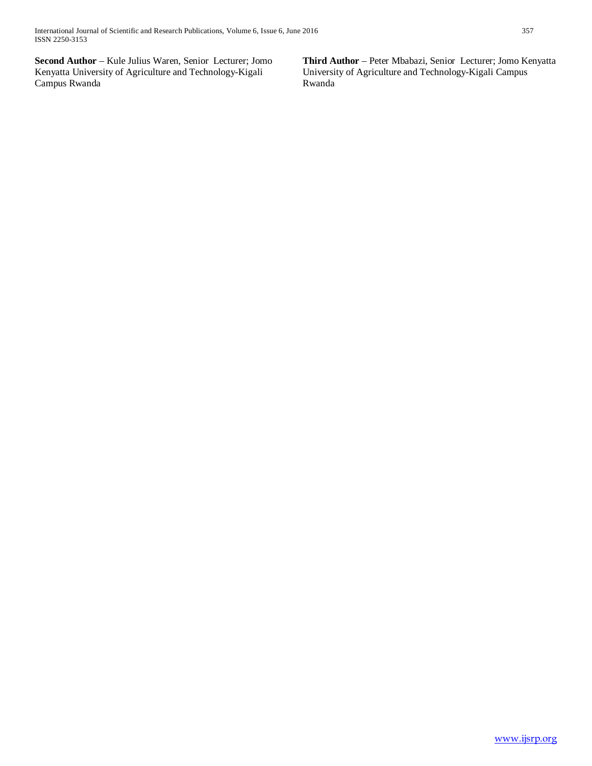**Second Author** – Kule Julius Waren, Senior Lecturer; Jomo Kenyatta University of Agriculture and Technology-Kigali Campus Rwanda

**Third Author** – Peter Mbabazi, Senior Lecturer; Jomo Kenyatta University of Agriculture and Technology-Kigali Campus Rwanda